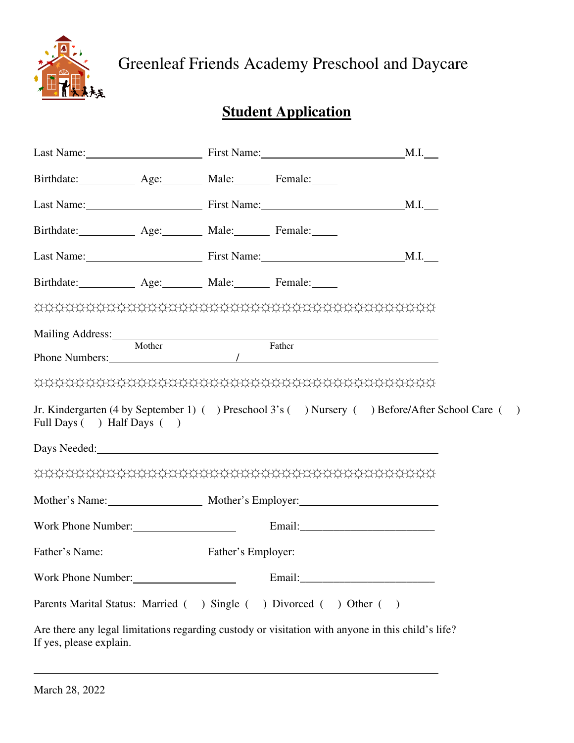# Greenleaf Friends Academy Preschool and Daycare

## **Student Application**

Last Name:____________________ First Name:_________________________ M.I.___

Birthdate:__________ Age:_______ Male:______ Female:_____

Last Name:____________________ First Name:_________________________ M.I.___

Birthdate:__________ Age:_______ Male:______ Female:_____

Last Name:____________________ First Name:_________________________ M.I.___

Birthdate:__________ Age:_______ Male:______ Female:_____

☼☼☼☼☼☼☼☼☼☼☼☼☼☼☼☼☼☼☼☼☼☼☼☼☼☼☼☼☼☼☼☼☼☼☼☼☼☼☼☼☼☼☼☼☼☼☼☼☼

Mailing Address:_______________________________________________________

Phone Numbers: Mother ______________________ / Father ______________________

☼☼☼☼☼☼☼☼☼☼☼☼☼☼☼☼☼☼☼☼☼☼☼☼☼☼☼☼☼☼☼☼☼☼☼☼☼☼☼☼☼☼☼☼☼☼☼☼☼

Jr. Kindergarten (4 by September 1) (   ) Preschool 3's (   ) Nursery (   ) Before/After School Care (   )
Full Days (   ) Half Days (   )

Days Needed:_______________________________________________________

☼☼☼☼☼☼☼☼☼☼☼☼☼☼☼☼☼☼☼☼☼☼☼☼☼☼☼☼☼☼☼☼☼☼☼☼☼☼☼☼☼☼☼☼☼☼☼☼☼

Mother's Name:________________ Mother's Employer:________________________

Work Phone Number:__________________ Email:________________________

Father's Name:__________________ Father's Employer:_________________________

Work Phone Number:__________________ Email:________________________

Parents Marital Status: Married (   ) Single (   ) Divorced (   ) Other (   )

Are there any legal limitations regarding custody or visitation with anyone in this child's life?
If yes, please explain.

_______________________________________________________________________

March 28, 2022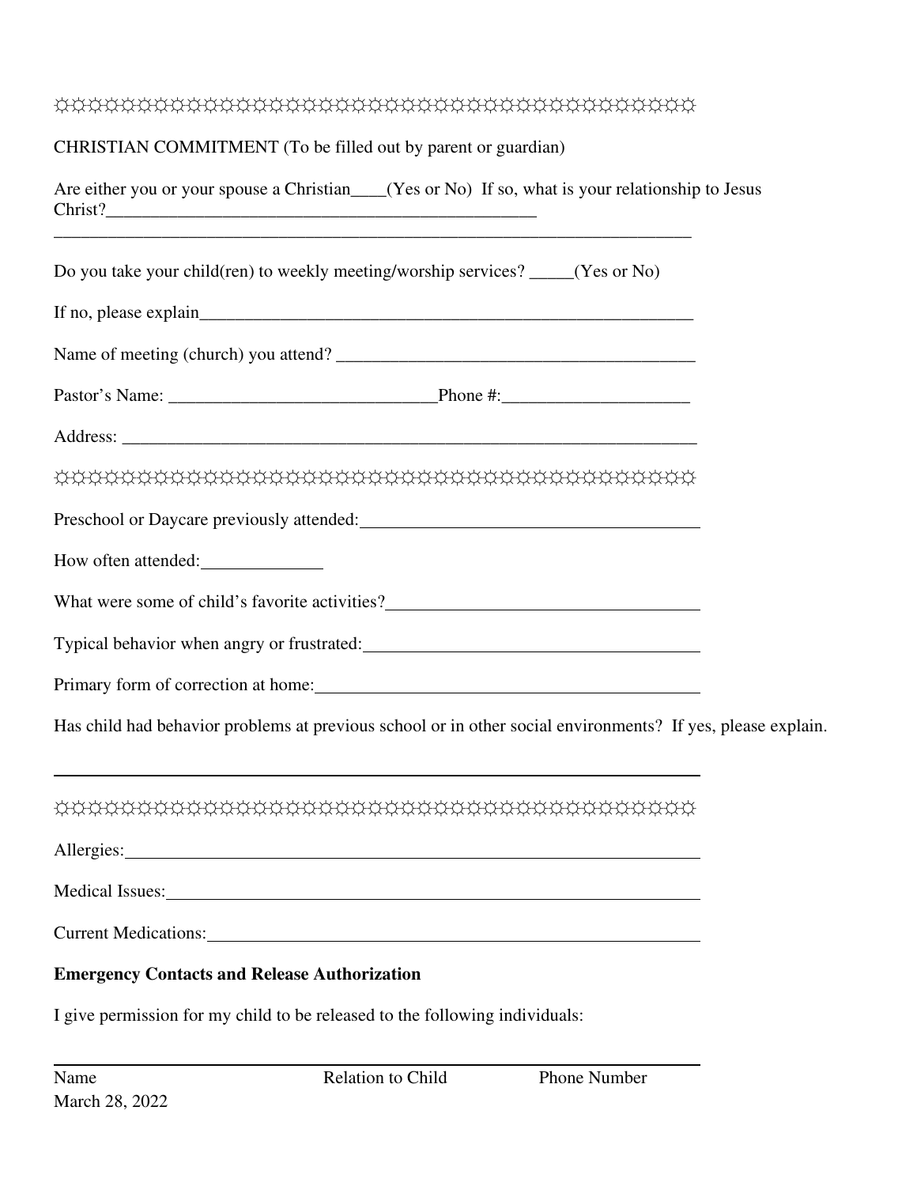☼☼☼☼☼☼☼☼☼☼☼☼☼☼☼☼☼☼☼☼☼☼☼☼☼☼☼☼☼☼☼☼☼☼☼☼☼☼☼☼☼☼☼☼☼☼☼☼☼☼☼

CHRISTIAN COMMITMENT (To be filled out by parent or guardian)

Are either you or your spouse a Christian____(Yes or No) If so, what is your relationship to Jesus Christ?_________________________________________________

_________________________________________________________________________

Do you take your child(ren) to weekly meeting/worship services? _____(Yes or No)

If no, please explain_________________________________________________________

Name of meeting (church) you attend? _________________________________________

Pastor's Name: ______________________________Phone #:_____________________

Address: __________________________________________________________________

☼☼☼☼☼☼☼☼☼☼☼☼☼☼☼☼☼☼☼☼☼☼☼☼☼☼☼☼☼☼☼☼☼☼☼☼☼☼☼☼☼☼☼☼☼☼☼☼☼☼☼

Preschool or Daycare previously attended:______________________________________

How often attended:_____________

What were some of child's favorite activities?___________________________________

Typical behavior when angry or frustrated:______________________________________

Primary form of correction at home:__________________________________________

Has child had behavior problems at previous school or in other social environments? If yes, please explain.

_________________________________________________________________________

☼☼☼☼☼☼☼☼☼☼☼☼☼☼☼☼☼☼☼☼☼☼☼☼☼☼☼☼☼☼☼☼☼☼☼☼☼☼☼☼☼☼☼☼☼☼☼☼☼☼☼

Allergies:_________________________________________________________________

Medical Issues:_____________________________________________________________

Current Medications:________________________________________________________

**Emergency Contacts and Release Authorization**

I give permission for my child to be released to the following individuals:

_________________________________________________________________________

Name                    Relation to Child                    Phone Number

March 28, 2022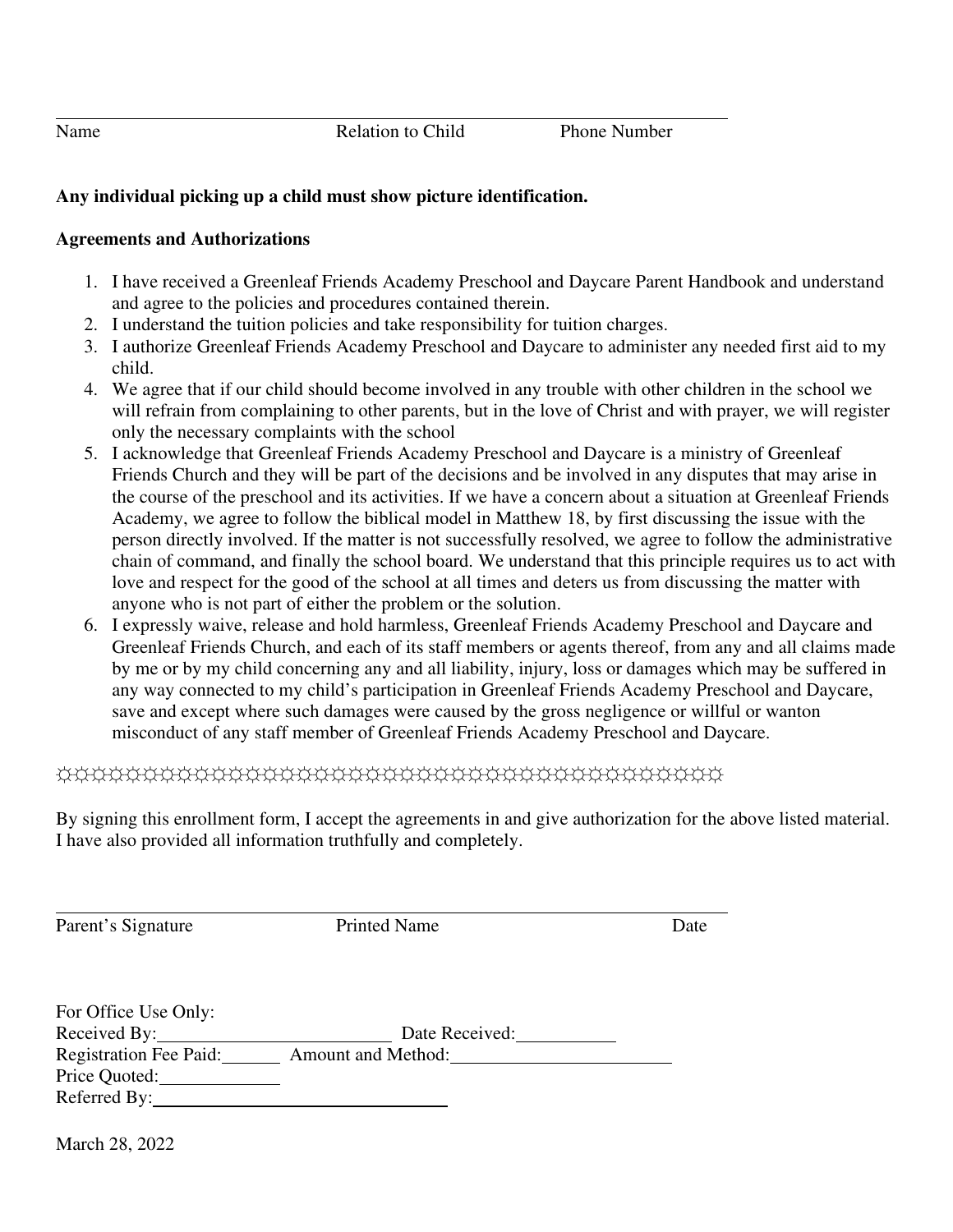Name Relation to Child Phone Number

**Any individual picking up a child must show picture identification.**

**Agreements and Authorizations**

1. I have received a Greenleaf Friends Academy Preschool and Daycare Parent Handbook and understand and agree to the policies and procedures contained therein.
2. I understand the tuition policies and take responsibility for tuition charges.
3. I authorize Greenleaf Friends Academy Preschool and Daycare to administer any needed first aid to my child.
4. We agree that if our child should become involved in any trouble with other children in the school we will refrain from complaining to other parents, but in the love of Christ and with prayer, we will register only the necessary complaints with the school
5. I acknowledge that Greenleaf Friends Academy Preschool and Daycare is a ministry of Greenleaf Friends Church and they will be part of the decisions and be involved in any disputes that may arise in the course of the preschool and its activities. If we have a concern about a situation at Greenleaf Friends Academy, we agree to follow the biblical model in Matthew 18, by first discussing the issue with the person directly involved. If the matter is not successfully resolved, we agree to follow the administrative chain of command, and finally the school board. We understand that this principle requires us to act with love and respect for the good of the school at all times and deters us from discussing the matter with anyone who is not part of either the problem or the solution.
6. I expressly waive, release and hold harmless, Greenleaf Friends Academy Preschool and Daycare and Greenleaf Friends Church, and each of its staff members or agents thereof, from any and all claims made by me or by my child concerning any and all liability, injury, loss or damages which may be suffered in any way connected to my child's participation in Greenleaf Friends Academy Preschool and Daycare, save and except where such damages were caused by the gross negligence or willful or wanton misconduct of any staff member of Greenleaf Friends Academy Preschool and Daycare.

☼☼☼☼☼☼☼☼☼☼☼☼☼☼☼☼☼☼☼☼☼☼☼☼☼☼☼☼☼☼☼☼☼☼☼☼☼☼☼☼☼☼☼☼☼☼☼☼☼☼☼☼☼

By signing this enrollment form, I accept the agreements in and give authorization for the above listed material. I have also provided all information truthfully and completely.

Parent's Signature Printed Name Date

For Office Use Only:
Received By: ________________ Date Received: ________
Registration Fee Paid: ____ Amount and Method: ________________
Price Quoted: ________
Referred By: ____________________

March 28, 2022